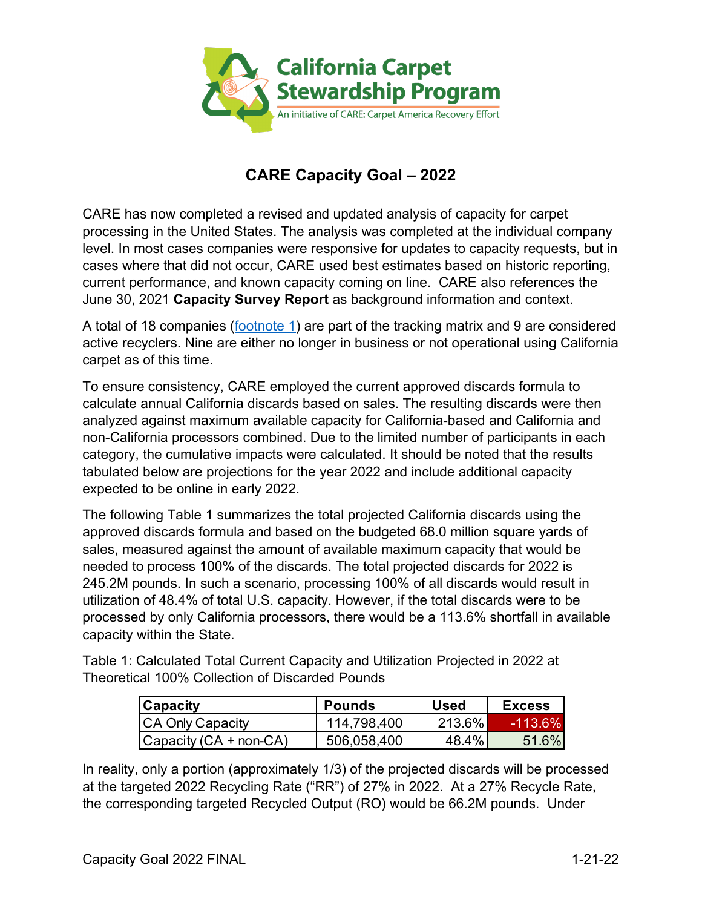# CARE Capacity Goal – 2022

CARE has now completed a revised and updated analysis of capacity for carpet processing in the United States. The analysis was completed at the individual company level. In most cases companies were responsive for updates to capacity requests, but in cases where that did not occur, CARE used best estimates based on historic reporting, current performance, and known capacity coming on line. CARE also references the June 30, 2021 **Capacity Survey Report** as background information and context.

A total of 18 companies (footnote 1) are part of the tracking matrix and 9 are considered active recyclers. Nine are either no longer in business or not operational using California carpet as of this time.

To ensure consistency, CARE employed the current approved discards formula to calculate annual California discards based on sales. The resulting discards were then analyzed against maximum available capacity for California-based and California and non-California processors combined. Due to the limited number of participants in each category, the cumulative impacts were calculated. It should be noted that the results tabulated below are projections for the year 2022 and include additional capacity expected to be online in early 2022.

The following Table 1 summarizes the total projected California discards using the approved discards formula and based on the budgeted 68.0 million square yards of sales, measured against the amount of available maximum capacity that would be needed to process 100% of the discards. The total projected discards for 2022 is 245.2M pounds. In such a scenario, processing 100% of all discards would result in utilization of 48.4% of total U.S. capacity. However, if the total discards were to be processed by only California processors, there would be a 113.6% shortfall in available capacity within the State.

Table 1: Calculated Total Current Capacity and Utilization Projected in 2022 at Theoretical 100% Collection of Discarded Pounds

| Capacity | Pounds | Used | Excess |
|---|---|---|---|
| CA Only Capacity | 114,798,400 | 213.6% | -113.6% |
| Capacity (CA + non-CA) | 506,058,400 | 48.4% | 51.6% |

In reality, only a portion (approximately 1/3) of the projected discards will be processed at the targeted 2022 Recycling Rate ("RR") of 27% in 2022. At a 27% Recycle Rate, the corresponding targeted Recycled Output (RO) would be 66.2M pounds. Under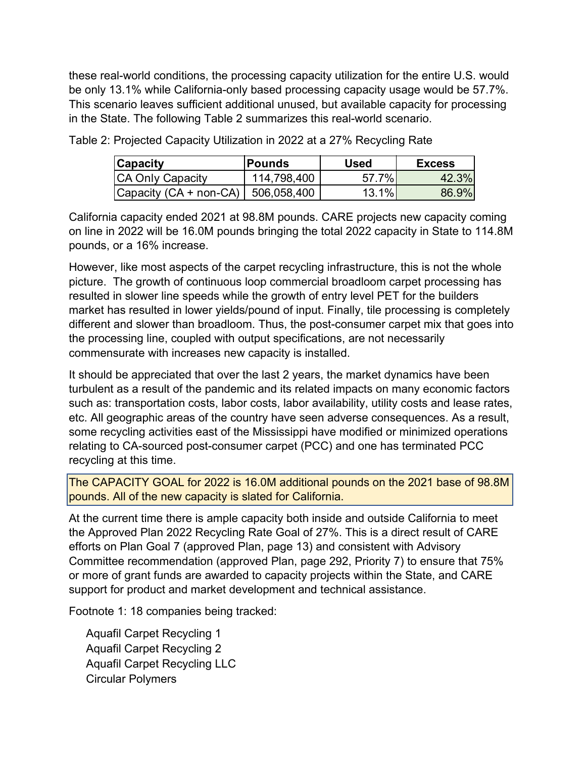these real-world conditions, the processing capacity utilization for the entire U.S. would be only 13.1% while California-only based processing capacity usage would be 57.7%. This scenario leaves sufficient additional unused, but available capacity for processing in the State. The following Table 2 summarizes this real-world scenario.

Table 2: Projected Capacity Utilization in 2022 at a 27% Recycling Rate

| Capacity | Pounds | Used | Excess |
|---|---|---|---|
| CA Only Capacity | 114,798,400 | 57.7% | 42.3% |
| Capacity (CA + non-CA) | 506,058,400 | 13.1% | 86.9% |

California capacity ended 2021 at 98.8M pounds. CARE projects new capacity coming on line in 2022 will be 16.0M pounds bringing the total 2022 capacity in State to 114.8M pounds, or a 16% increase.

However, like most aspects of the carpet recycling infrastructure, this is not the whole picture. The growth of continuous loop commercial broadloom carpet processing has resulted in slower line speeds while the growth of entry level PET for the builders market has resulted in lower yields/pound of input. Finally, tile processing is completely different and slower than broadloom. Thus, the post-consumer carpet mix that goes into the processing line, coupled with output specifications, are not necessarily commensurate with increases new capacity is installed.

It should be appreciated that over the last 2 years, the market dynamics have been turbulent as a result of the pandemic and its related impacts on many economic factors such as: transportation costs, labor costs, labor availability, utility costs and lease rates, etc. All geographic areas of the country have seen adverse consequences. As a result, some recycling activities east of the Mississippi have modified or minimized operations relating to CA-sourced post-consumer carpet (PCC) and one has terminated PCC recycling at this time.

The CAPACITY GOAL for 2022 is 16.0M additional pounds on the 2021 base of 98.8M pounds. All of the new capacity is slated for California.

At the current time there is ample capacity both inside and outside California to meet the Approved Plan 2022 Recycling Rate Goal of 27%. This is a direct result of CARE efforts on Plan Goal 7 (approved Plan, page 13) and consistent with Advisory Committee recommendation (approved Plan, page 292, Priority 7) to ensure that 75% or more of grant funds are awarded to capacity projects within the State, and CARE support for product and market development and technical assistance.

Footnote 1: 18 companies being tracked:

- Aquafil Carpet Recycling 1
- Aquafil Carpet Recycling 2
- Aquafil Carpet Recycling LLC
- Circular Polymers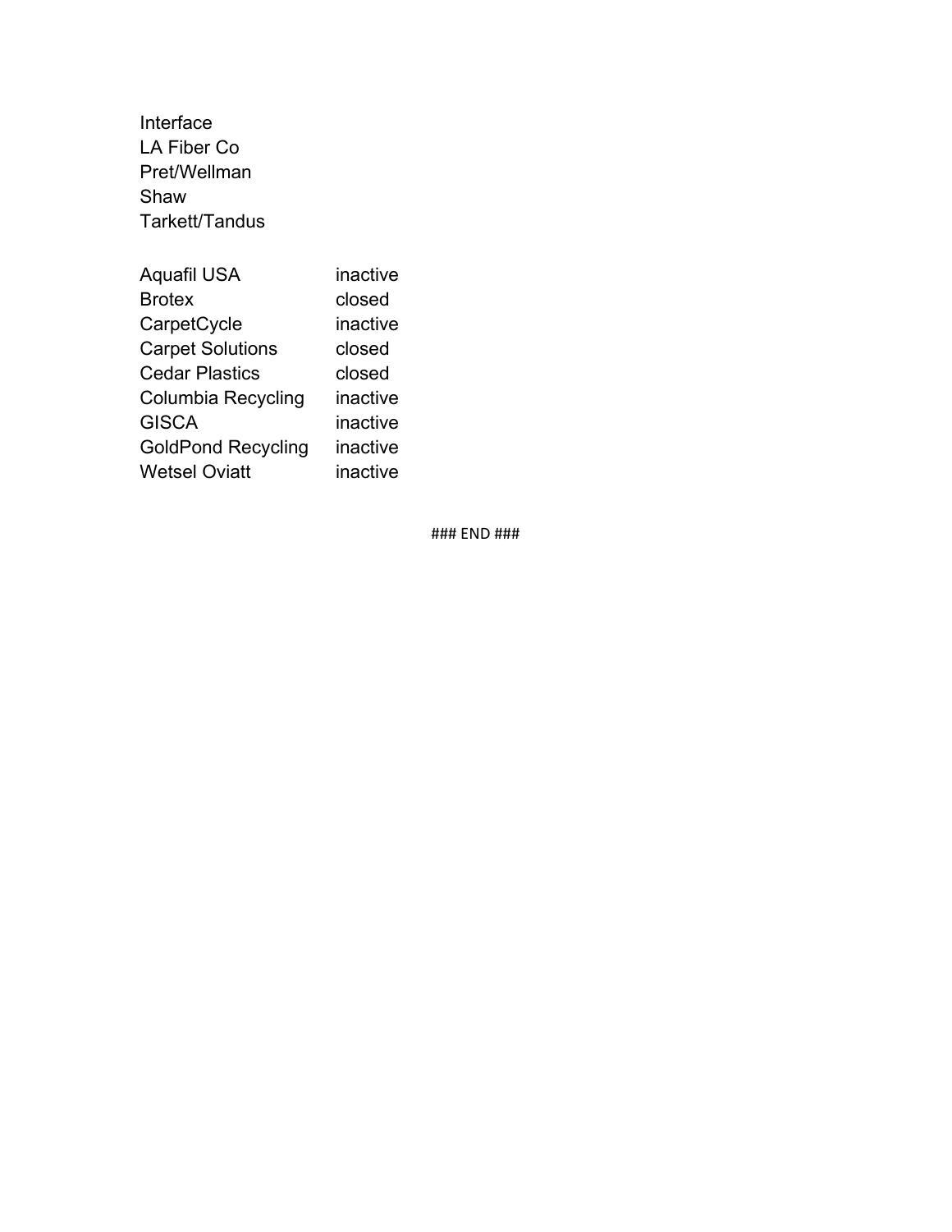Interface
LA Fiber Co
Pret/Wellman
Shaw
Tarkett/Tandus

| | |
|---|---|
| Aquafil USA | inactive |
| Brotex | closed |
| CarpetCycle | inactive |
| Carpet Solutions | closed |
| Cedar Plastics | closed |
| Columbia Recycling | inactive |
| GISCA | inactive |
| GoldPond Recycling | inactive |
| Wetsel Oviatt | inactive |

### END ###